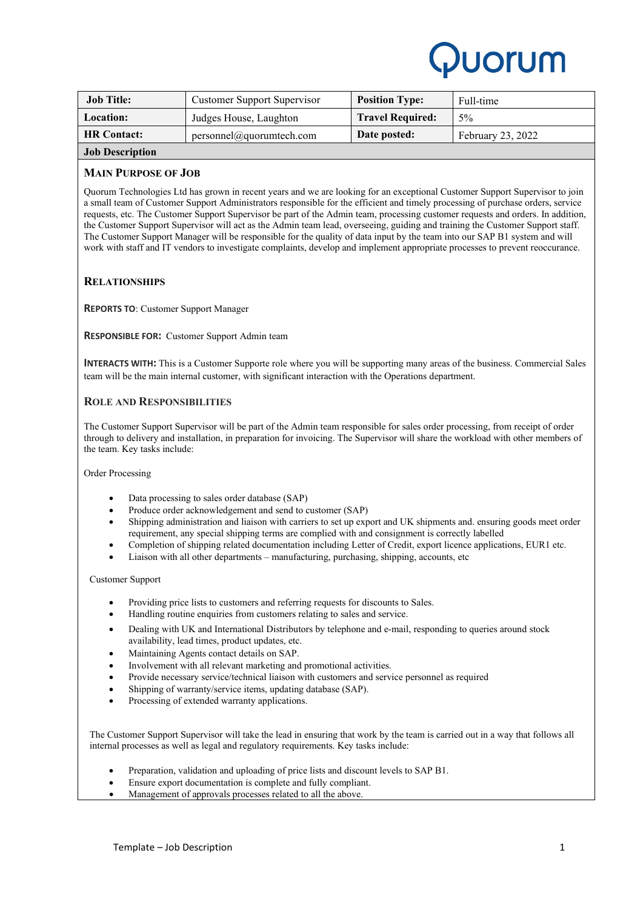Quorum

| Job Title: | Customer Support Supervisor | Position Type: | Full-time |
|---|---|---|---|
| Location: | Judges House, Laughton | Travel Required: | 5% |
| HR Contact: | personnel@quorumtech.com | Date posted: | February 23, 2022 |

**Job Description**

## Main Purpose of Job

Quorum Technologies Ltd has grown in recent years and we are looking for an exceptional Customer Support Supervisor to join a small team of Customer Support Administrators responsible for the efficient and timely processing of purchase orders, service requests, etc. The Customer Support Supervisor be part of the Admin team, processing customer requests and orders. In addition, the Customer Support Supervisor will act as the Admin team lead, overseeing, guiding and training the Customer Support staff. The Customer Support Manager will be responsible for the quality of data input by the team into our SAP B1 system and will work with staff and IT vendors to investigate complaints, develop and implement appropriate processes to prevent reoccurance.

## Relationships

**Reports To**: Customer Support Manager

**Responsible For:** Customer Support Admin team

**Interacts With:** This is a Customer Supporte role where you will be supporting many areas of the business. Commercial Sales team will be the main internal customer, with significant interaction with the Operations department.

## Role and Responsibilities

The Customer Support Supervisor will be part of the Admin team responsible for sales order processing, from receipt of order through to delivery and installation, in preparation for invoicing. The Supervisor will share the workload with other members of the team. Key tasks include:

Order Processing

- Data processing to sales order database (SAP)
- Produce order acknowledgement and send to customer (SAP)
- Shipping administration and liaison with carriers to set up export and UK shipments and. ensuring goods meet order requirement, any special shipping terms are complied with and consignment is correctly labelled
- Completion of shipping related documentation including Letter of Credit, export licence applications, EUR1 etc.
- Liaison with all other departments – manufacturing, purchasing, shipping, accounts, etc

Customer Support

- Providing price lists to customers and referring requests for discounts to Sales.
- Handling routine enquiries from customers relating to sales and service.
- Dealing with UK and International Distributors by telephone and e-mail, responding to queries around stock availability, lead times, product updates, etc.
- Maintaining Agents contact details on SAP.
- Involvement with all relevant marketing and promotional activities.
- Provide necessary service/technical liaison with customers and service personnel as required
- Shipping of warranty/service items, updating database (SAP).
- Processing of extended warranty applications.

The Customer Support Supervisor will take the lead in ensuring that work by the team is carried out in a way that follows all internal processes as well as legal and regulatory requirements. Key tasks include:

- Preparation, validation and uploading of price lists and discount levels to SAP B1.
- Ensure export documentation is complete and fully compliant.
- Management of approvals processes related to all the above.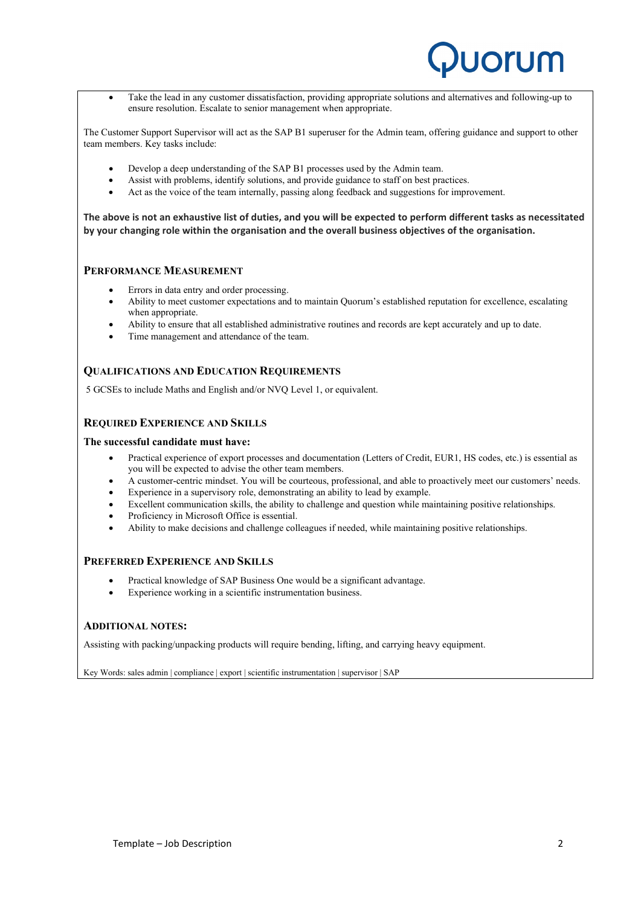- Take the lead in any customer dissatisfaction, providing appropriate solutions and alternatives and following-up to ensure resolution. Escalate to senior management when appropriate.

The Customer Support Supervisor will act as the SAP B1 superuser for the Admin team, offering guidance and support to other team members. Key tasks include:

- Develop a deep understanding of the SAP B1 processes used by the Admin team.
- Assist with problems, identify solutions, and provide guidance to staff on best practices.
- Act as the voice of the team internally, passing along feedback and suggestions for improvement.

**The above is not an exhaustive list of duties, and you will be expected to perform different tasks as necessitated by your changing role within the organisation and the overall business objectives of the organisation.**

## Performance Measurement

- Errors in data entry and order processing.
- Ability to meet customer expectations and to maintain Quorum's established reputation for excellence, escalating when appropriate.
- Ability to ensure that all established administrative routines and records are kept accurately and up to date.
- Time management and attendance of the team.

## Qualifications and Education Requirements

5 GCSEs to include Maths and English and/or NVQ Level 1, or equivalent.

## Required Experience and Skills

**The successful candidate must have:**

- Practical experience of export processes and documentation (Letters of Credit, EUR1, HS codes, etc.) is essential as you will be expected to advise the other team members.
- A customer-centric mindset. You will be courteous, professional, and able to proactively meet our customers' needs.
- Experience in a supervisory role, demonstrating an ability to lead by example.
- Excellent communication skills, the ability to challenge and question while maintaining positive relationships.
- Proficiency in Microsoft Office is essential.
- Ability to make decisions and challenge colleagues if needed, while maintaining positive relationships.

## Preferred Experience and Skills

- Practical knowledge of SAP Business One would be a significant advantage.
- Experience working in a scientific instrumentation business.

## Additional Notes:

Assisting with packing/unpacking products will require bending, lifting, and carrying heavy equipment.

Key Words: sales admin | compliance | export | scientific instrumentation | supervisor | SAP